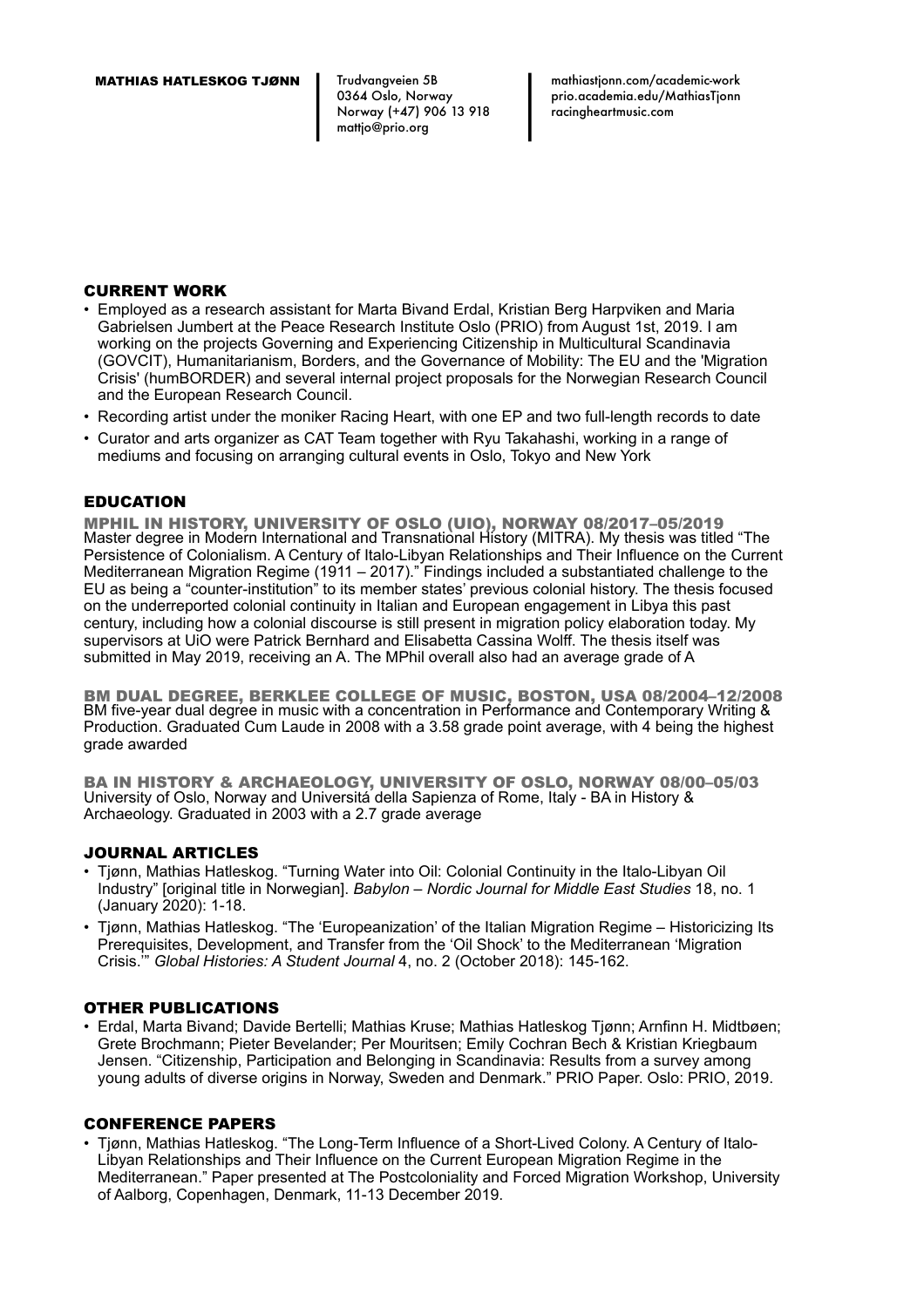**MATHIAS HATLESKOG TJØNN**

Trudvangveien 5B
0364 Oslo, Norway
Norway (+47) 906 13 918
mattjo@prio.org

mathiastjonn.com/academic-work
prio.academia.edu/MathiasTjonn
racingheartmusic.com

## CURRENT WORK

- Employed as a research assistant for Marta Bivand Erdal, Kristian Berg Harpviken and Maria Gabrielsen Jumbert at the Peace Research Institute Oslo (PRIO) from August 1st, 2019. I am working on the projects Governing and Experiencing Citizenship in Multicultural Scandinavia (GOVCIT), Humanitarianism, Borders, and the Governance of Mobility: The EU and the 'Migration Crisis' (humBORDER) and several internal project proposals for the Norwegian Research Council and the European Research Council.
- Recording artist under the moniker Racing Heart, with one EP and two full-length records to date
- Curator and arts organizer as CAT Team together with Ryu Takahashi, working in a range of mediums and focusing on arranging cultural events in Oslo, Tokyo and New York

## EDUCATION

### MPHIL IN HISTORY, UNIVERSITY OF OSLO (UIO), NORWAY 08/2017–05/2019

Master degree in Modern International and Transnational History (MITRA). My thesis was titled "The Persistence of Colonialism. A Century of Italo-Libyan Relationships and Their Influence on the Current Mediterranean Migration Regime (1911 – 2017)." Findings included a substantiated challenge to the EU as being a "counter-institution" to its member states' previous colonial history. The thesis focused on the underreported colonial continuity in Italian and European engagement in Libya this past century, including how a colonial discourse is still present in migration policy elaboration today. My supervisors at UiO were Patrick Bernhard and Elisabetta Cassina Wolff. The thesis itself was submitted in May 2019, receiving an A. The MPhil overall also had an average grade of A

### BM DUAL DEGREE, BERKLEE COLLEGE OF MUSIC, BOSTON, USA 08/2004–12/2008

BM five-year dual degree in music with a concentration in Performance and Contemporary Writing & Production. Graduated Cum Laude in 2008 with a 3.58 grade point average, with 4 being the highest grade awarded

### BA IN HISTORY & ARCHAEOLOGY, UNIVERSITY OF OSLO, NORWAY 08/00–05/03

University of Oslo, Norway and Universitá della Sapienza of Rome, Italy - BA in History & Archaeology. Graduated in 2003 with a 2.7 grade average

## JOURNAL ARTICLES

- Tjønn, Mathias Hatleskog. "Turning Water into Oil: Colonial Continuity in the Italo-Libyan Oil Industry" [original title in Norwegian]. *Babylon – Nordic Journal for Middle East Studies* 18, no. 1 (January 2020): 1-18.
- Tjønn, Mathias Hatleskog. "The 'Europeanization' of the Italian Migration Regime – Historicizing Its Prerequisites, Development, and Transfer from the 'Oil Shock' to the Mediterranean 'Migration Crisis.'" *Global Histories: A Student Journal* 4, no. 2 (October 2018): 145-162.

## OTHER PUBLICATIONS

- Erdal, Marta Bivand; Davide Bertelli; Mathias Kruse; Mathias Hatleskog Tjønn; Arnfinn H. Midtbøen; Grete Brochmann; Pieter Bevelander; Per Mouritsen; Emily Cochran Bech & Kristian Kriegbaum Jensen. "Citizenship, Participation and Belonging in Scandinavia: Results from a survey among young adults of diverse origins in Norway, Sweden and Denmark." PRIO Paper. Oslo: PRIO, 2019.

## CONFERENCE PAPERS

- Tjønn, Mathias Hatleskog. "The Long-Term Influence of a Short-Lived Colony. A Century of Italo-Libyan Relationships and Their Influence on the Current European Migration Regime in the Mediterranean." Paper presented at The Postcoloniality and Forced Migration Workshop, University of Aalborg, Copenhagen, Denmark, 11-13 December 2019.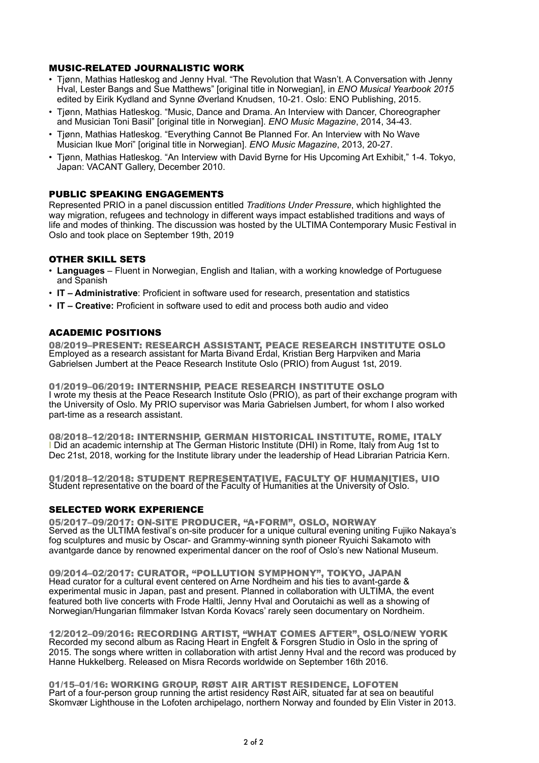## MUSIC-RELATED JOURNALISTIC WORK

- Tjønn, Mathias Hatleskog and Jenny Hval. "The Revolution that Wasn't. A Conversation with Jenny Hval, Lester Bangs and Sue Matthews" [original title in Norwegian], in *ENO Musical Yearbook 2015* edited by Eirik Kydland and Synne Øverland Knudsen, 10-21. Oslo: ENO Publishing, 2015.
- Tjønn, Mathias Hatleskog. "Music, Dance and Drama. An Interview with Dancer, Choreographer and Musician Toni Basil" [original title in Norwegian]. *ENO Music Magazine*, 2014, 34-43.
- Tjønn, Mathias Hatleskog. "Everything Cannot Be Planned For. An Interview with No Wave Musician Ikue Mori" [original title in Norwegian]. *ENO Music Magazine*, 2013, 20-27.
- Tjønn, Mathias Hatleskog. "An Interview with David Byrne for His Upcoming Art Exhibit," 1-4. Tokyo, Japan: VACANT Gallery, December 2010.

## PUBLIC SPEAKING ENGAGEMENTS

Represented PRIO in a panel discussion entitled *Traditions Under Pressure*, which highlighted the way migration, refugees and technology in different ways impact established traditions and ways of life and modes of thinking. The discussion was hosted by the ULTIMA Contemporary Music Festival in Oslo and took place on September 19th, 2019

## OTHER SKILL SETS

- **Languages** – Fluent in Norwegian, English and Italian, with a working knowledge of Portuguese and Spanish
- **IT – Administrative**: Proficient in software used for research, presentation and statistics
- **IT – Creative:** Proficient in software used to edit and process both audio and video

## ACADEMIC POSITIONS

### 08/2019–PRESENT: RESEARCH ASSISTANT, PEACE RESEARCH INSTITUTE OSLO

Employed as a research assistant for Marta Bivand Erdal, Kristian Berg Harpviken and Maria Gabrielsen Jumbert at the Peace Research Institute Oslo (PRIO) from August 1st, 2019.

### 01/2019–06/2019: INTERNSHIP, PEACE RESEARCH INSTITUTE OSLO

I wrote my thesis at the Peace Research Institute Oslo (PRIO), as part of their exchange program with the University of Oslo. My PRIO supervisor was Maria Gabrielsen Jumbert, for whom I also worked part-time as a research assistant.

### 08/2018–12/2018: INTERNSHIP, GERMAN HISTORICAL INSTITUTE, ROME, ITALY

I Did an academic internship at The German Historic Institute (DHI) in Rome, Italy from Aug 1st to Dec 21st, 2018, working for the Institute library under the leadership of Head Librarian Patricia Kern.

### 01/2018–12/2018: STUDENT REPRESENTATIVE, FACULTY OF HUMANITIES, UIO

Student representative on the board of the Faculty of Humanities at the University of Oslo.

## SELECTED WORK EXPERIENCE

### 05/2017–09/2017: ON-SITE PRODUCER, "A•FORM", OSLO, NORWAY

Served as the ULTIMA festival's on-site producer for a unique cultural evening uniting Fujiko Nakaya's fog sculptures and music by Oscar- and Grammy-winning synth pioneer Ryuichi Sakamoto with avantgarde dance by renowned experimental dancer on the roof of Oslo's new National Museum.

### 09/2014–02/2017: CURATOR, "POLLUTION SYMPHONY", TOKYO, JAPAN

Head curator for a cultural event centered on Arne Nordheim and his ties to avant-garde & experimental music in Japan, past and present. Planned in collaboration with ULTIMA, the event featured both live concerts with Frode Haltli, Jenny Hval and Oorutaichi as well as a showing of Norwegian/Hungarian filmmaker Istvan Korda Kovacs' rarely seen documentary on Nordheim.

### 12/2012–09/2016: RECORDING ARTIST, "WHAT COMES AFTER", OSLO/NEW YORK

Recorded my second album as Racing Heart in Engfelt & Forsgren Studio in Oslo in the spring of 2015. The songs where written in collaboration with artist Jenny Hval and the record was produced by Hanne Hukkelberg. Released on Misra Records worldwide on September 16th 2016.

### 01/15–01/16: WORKING GROUP, RØST AIR ARTIST RESIDENCE, LOFOTEN

Part of a four-person group running the artist residency Røst AiR, situated far at sea on beautiful Skomvær Lighthouse in the Lofoten archipelago, northern Norway and founded by Elin Vister in 2013.